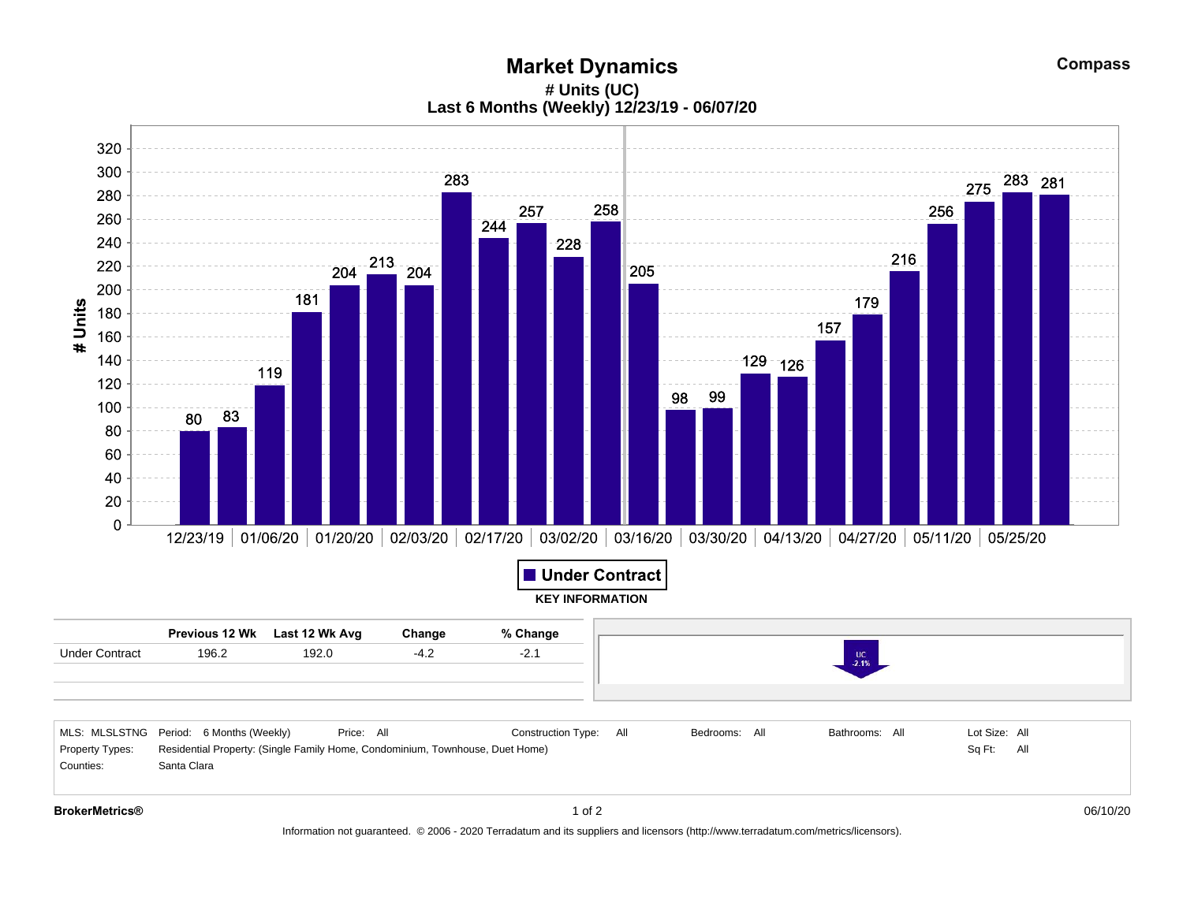# Market Dynamics

**Compass**

## # Units (UC)

### Last 6 Months (Weekly) 12/23/19 - 06/07/20

| Week | # Units (Under Contract) |
|---|---|
| 12/23/19 | 80 |
| | 83 |
| 01/06/20 | 119 |
| | 181 |
| 01/20/20 | 204 |
| | 213 |
| 02/03/20 | 204 |
| | 283 |
| 02/17/20 | 244 |
| | 257 |
| 03/02/20 | 228 |
| | 258 |
| 03/16/20 | 205 |
| | 98 |
| 03/30/20 | 99 |
| | 129 |
| 04/13/20 | 126 |
| | 157 |
| 04/27/20 | 179 |
| | 216 |
| 05/11/20 | 256 |
| | 275 |
| 05/25/20 | 283 |
| | 281 |

■ Under Contract

**KEY INFORMATION**

| | Previous 12 Wk | Last 12 Wk Avg | Change | % Change |
|---|---|---|---|---|
| Under Contract | 196.2 | 192.0 | -4.2 | -2.1 |

UC -2.1%

| | | | | | | | | | | | | |
|---|---|---|---|---|---|---|---|---|---|---|---|---|
| MLS: MLSLSTNG | Period: | 6 Months (Weekly) | Price: | All | Construction Type: | All | Bedrooms: | All | Bathrooms: | All | Lot Size: | All |
| Property Types: | Residential Property: (Single Family Home, Condominium, Townhouse, Duet Home) | | | | | | | | | | Sq Ft: | All |
| Counties: | Santa Clara | | | | | | | | | | | |

**BrokerMetrics®**

06/10/20

Information not guaranteed. © 2006 - 2020 Terradatum and its suppliers and licensors (http://www.terradatum.com/metrics/licensors).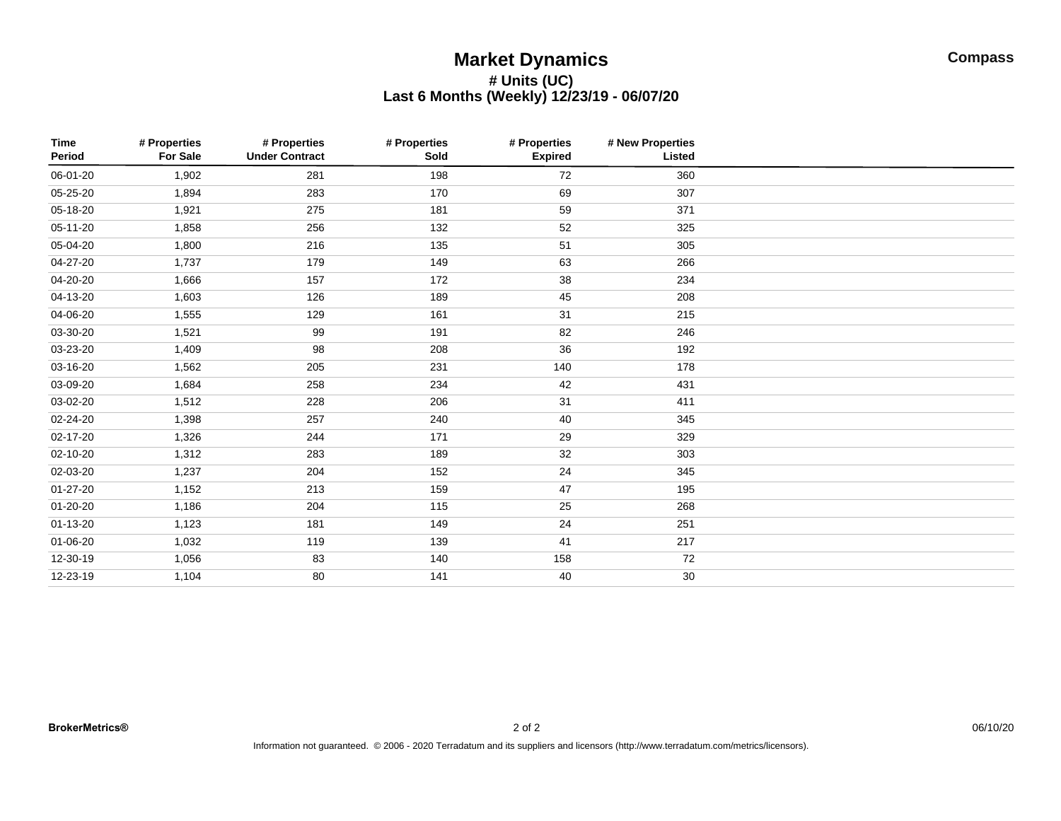# Market Dynamics

## # Units (UC)

## Last 6 Months (Weekly) 12/23/19 - 06/07/20

Compass

| Time Period | # Properties For Sale | # Properties Under Contract | # Properties Sold | # Properties Expired | # New Properties Listed |
|---|---|---|---|---|---|
| 06-01-20 | 1,902 | 281 | 198 | 72 | 360 |
| 05-25-20 | 1,894 | 283 | 170 | 69 | 307 |
| 05-18-20 | 1,921 | 275 | 181 | 59 | 371 |
| 05-11-20 | 1,858 | 256 | 132 | 52 | 325 |
| 05-04-20 | 1,800 | 216 | 135 | 51 | 305 |
| 04-27-20 | 1,737 | 179 | 149 | 63 | 266 |
| 04-20-20 | 1,666 | 157 | 172 | 38 | 234 |
| 04-13-20 | 1,603 | 126 | 189 | 45 | 208 |
| 04-06-20 | 1,555 | 129 | 161 | 31 | 215 |
| 03-30-20 | 1,521 | 99 | 191 | 82 | 246 |
| 03-23-20 | 1,409 | 98 | 208 | 36 | 192 |
| 03-16-20 | 1,562 | 205 | 231 | 140 | 178 |
| 03-09-20 | 1,684 | 258 | 234 | 42 | 431 |
| 03-02-20 | 1,512 | 228 | 206 | 31 | 411 |
| 02-24-20 | 1,398 | 257 | 240 | 40 | 345 |
| 02-17-20 | 1,326 | 244 | 171 | 29 | 329 |
| 02-10-20 | 1,312 | 283 | 189 | 32 | 303 |
| 02-03-20 | 1,237 | 204 | 152 | 24 | 345 |
| 01-27-20 | 1,152 | 213 | 159 | 47 | 195 |
| 01-20-20 | 1,186 | 204 | 115 | 25 | 268 |
| 01-13-20 | 1,123 | 181 | 149 | 24 | 251 |
| 01-06-20 | 1,032 | 119 | 139 | 41 | 217 |
| 12-30-19 | 1,056 | 83 | 140 | 158 | 72 |
| 12-23-19 | 1,104 | 80 | 141 | 40 | 30 |

BrokerMetrics®

06/10/20

Information not guaranteed. © 2006 - 2020 Terradatum and its suppliers and licensors (http://www.terradatum.com/metrics/licensors).